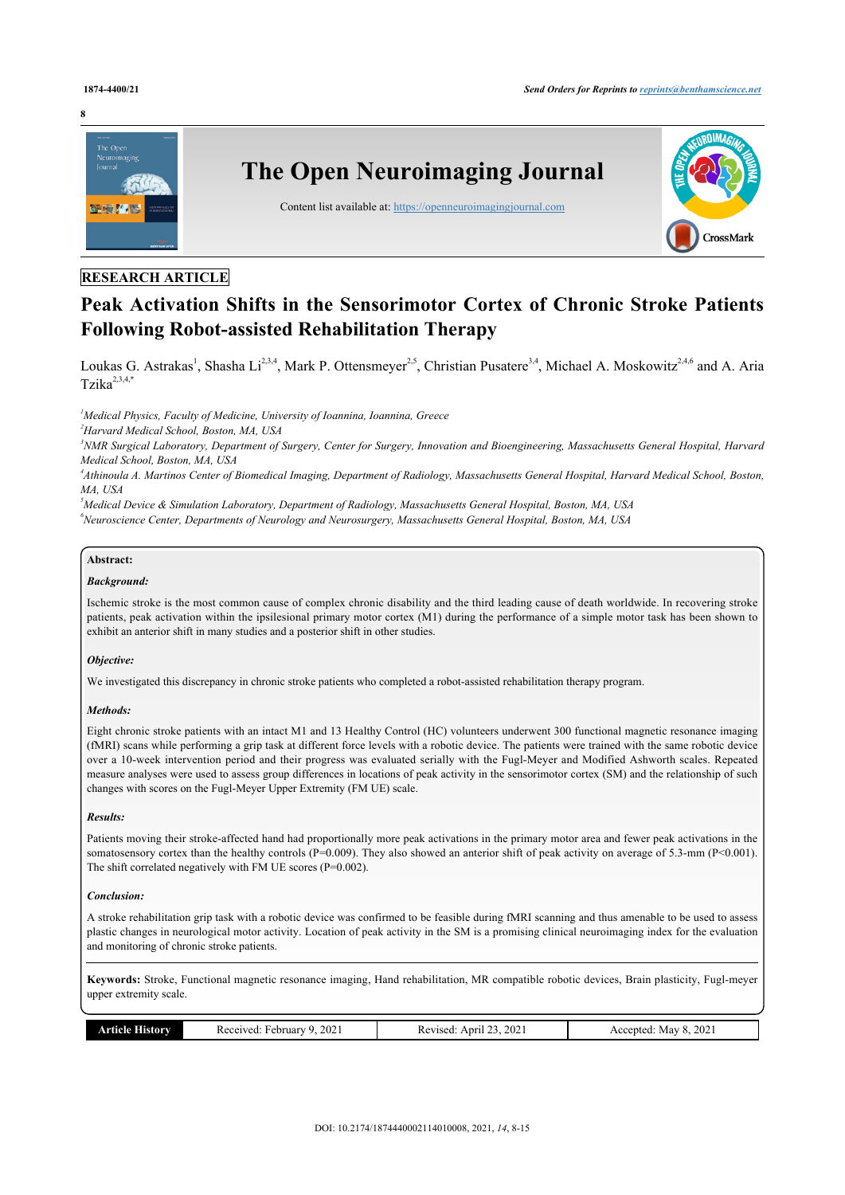RESEARCH ARTICLE

# Peak Activation Shifts in the Sensorimotor Cortex of Chronic Stroke Patients Following Robot-assisted Rehabilitation Therapy

Loukas G. Astrakas[1], Shasha Li[2,3,4], Mark P. Ottensmeyer[2,5], Christian Pusatere[3,4], Michael A. Moskowitz[2,4,6] and A. Aria Tzika[2,3,4,*]

[1]*Medical Physics, Faculty of Medicine, University of Ioannina, Ioannina, Greece*
[2]*Harvard Medical School, Boston, MA, USA*
[3]*NMR Surgical Laboratory, Department of Surgery, Center for Surgery, Innovation and Bioengineering, Massachusetts General Hospital, Harvard Medical School, Boston, MA, USA*
[4]*Athinoula A. Martinos Center of Biomedical Imaging, Department of Radiology, Massachusetts General Hospital, Harvard Medical School, Boston, MA, USA*
[5]*Medical Device & Simulation Laboratory, Department of Radiology, Massachusetts General Hospital, Boston, MA, USA*
[6]*Neuroscience Center, Departments of Neurology and Neurosurgery, Massachusetts General Hospital, Boston, MA, USA*

**Abstract:**

***Background:***

Ischemic stroke is the most common cause of complex chronic disability and the third leading cause of death worldwide. In recovering stroke patients, peak activation within the ipsilesional primary motor cortex (M1) during the performance of a simple motor task has been shown to exhibit an anterior shift in many studies and a posterior shift in other studies.

***Objective:***

We investigated this discrepancy in chronic stroke patients who completed a robot-assisted rehabilitation therapy program.

***Methods:***

Eight chronic stroke patients with an intact M1 and 13 Healthy Control (HC) volunteers underwent 300 functional magnetic resonance imaging (fMRI) scans while performing a grip task at different force levels with a robotic device. The patients were trained with the same robotic device over a 10-week intervention period and their progress was evaluated serially with the Fugl-Meyer and Modified Ashworth scales. Repeated measure analyses were used to assess group differences in locations of peak activity in the sensorimotor cortex (SM) and the relationship of such changes with scores on the Fugl-Meyer Upper Extremity (FM UE) scale.

***Results:***

Patients moving their stroke-affected hand had proportionally more peak activations in the primary motor area and fewer peak activations in the somatosensory cortex than the healthy controls ($P=0.009$). They also showed an anterior shift of peak activity on average of 5.3-mm ($P<0.001$). The shift correlated negatively with FM UE scores ($P=0.002$).

***Conclusion:***

A stroke rehabilitation grip task with a robotic device was confirmed to be feasible during fMRI scanning and thus amenable to be used to assess plastic changes in neurological motor activity. Location of peak activity in the SM is a promising clinical neuroimaging index for the evaluation and monitoring of chronic stroke patients.

**Keywords:** Stroke, Functional magnetic resonance imaging, Hand rehabilitation, MR compatible robotic devices, Brain plasticity, Fugl-meyer upper extremity scale.

| Article History | Received: February 9, 2021 | Revised: April 23, 2021 | Accepted: May 8, 2021 |
|---|---|---|---|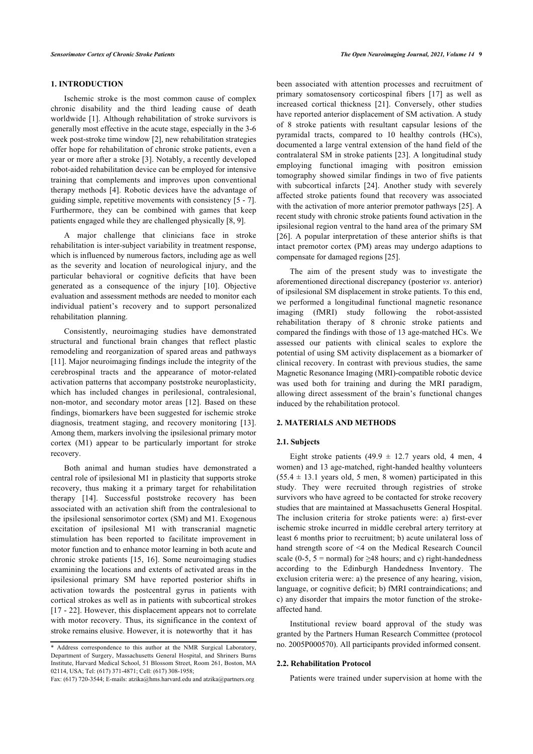## 1. INTRODUCTION

Ischemic stroke is the most common cause of complex chronic disability and the third leading cause of death worldwide [1]. Although rehabilitation of stroke survivors is generally most effective in the acute stage, especially in the 3-6 week post-stroke time window [2], new rehabilitation strategies offer hope for rehabilitation of chronic stroke patients, even a year or more after a stroke [3]. Notably, a recently developed robot-aided rehabilitation device can be employed for intensive training that complements and improves upon conventional therapy methods [4]. Robotic devices have the advantage of guiding simple, repetitive movements with consistency [5 - 7]. Furthermore, they can be combined with games that keep patients engaged while they are challenged physically [8, 9].

A major challenge that clinicians face in stroke rehabilitation is inter-subject variability in treatment response, which is influenced by numerous factors, including age as well as the severity and location of neurological injury, and the particular behavioral or cognitive deficits that have been generated as a consequence of the injury [10]. Objective evaluation and assessment methods are needed to monitor each individual patient's recovery and to support personalized rehabilitation planning.

Consistently, neuroimaging studies have demonstrated structural and functional brain changes that reflect plastic remodeling and reorganization of spared areas and pathways [11]. Major neuroimaging findings include the integrity of the cerebrospinal tracts and the appearance of motor-related activation patterns that accompany poststroke neuroplasticity, which has included changes in perilesional, contralesional, non-motor, and secondary motor areas [12]. Based on these findings, biomarkers have been suggested for ischemic stroke diagnosis, treatment staging, and recovery monitoring [13]. Among them, markers involving the ipsilesional primary motor cortex (M1) appear to be particularly important for stroke recovery.

Both animal and human studies have demonstrated a central role of ipsilesional M1 in plasticity that supports stroke recovery, thus making it a primary target for rehabilitation therapy [14]. Successful poststroke recovery has been associated with an activation shift from the contralesional to the ipsilesional sensorimotor cortex (SM) and M1. Exogenous excitation of ipsilesional M1 with transcranial magnetic stimulation has been reported to facilitate improvement in motor function and to enhance motor learning in both acute and chronic stroke patients [15, 16]. Some neuroimaging studies examining the locations and extents of activated areas in the ipsilesional primary SM have reported posterior shifts in activation towards the postcentral gyrus in patients with cortical strokes as well as in patients with subcortical strokes [17 - 22]. However, this displacement appears not to correlate with motor recovery. Thus, its significance in the context of stroke remains elusive. However, it is noteworthy that it has been associated with attention processes and recruitment of primary somatosensory corticospinal fibers [17] as well as increased cortical thickness [21]. Conversely, other studies have reported anterior displacement of SM activation. A study of 8 stroke patients with resultant capsular lesions of the pyramidal tracts, compared to 10 healthy controls (HCs), documented a large ventral extension of the hand field of the contralateral SM in stroke patients [23]. A longitudinal study employing functional imaging with positron emission tomography showed similar findings in two of five patients with subcortical infarcts [24]. Another study with severely affected stroke patients found that recovery was associated with the activation of more anterior premotor pathways [25]. A recent study with chronic stroke patients found activation in the ipsilesional region ventral to the hand area of the primary SM [26]. A popular interpretation of these anterior shifts is that intact premotor cortex (PM) areas may undergo adaptions to compensate for damaged regions [25].

The aim of the present study was to investigate the aforementioned directional discrepancy (posterior *vs*. anterior) of ipsilesional SM displacement in stroke patients. To this end, we performed a longitudinal functional magnetic resonance imaging (fMRI) study following the robot-assisted rehabilitation therapy of 8 chronic stroke patients and compared the findings with those of 13 age-matched HCs. We assessed our patients with clinical scales to explore the potential of using SM activity displacement as a biomarker of clinical recovery. In contrast with previous studies, the same Magnetic Resonance Imaging (MRI)-compatible robotic device was used both for training and during the MRI paradigm, allowing direct assessment of the brain's functional changes induced by the rehabilitation protocol.

## 2. MATERIALS AND METHODS

### 2.1. Subjects

Eight stroke patients (49.9 ± 12.7 years old, 4 men, 4 women) and 13 age-matched, right-handed healthy volunteers (55.4 ± 13.1 years old, 5 men, 8 women) participated in this study. They were recruited through registries of stroke survivors who have agreed to be contacted for stroke recovery studies that are maintained at Massachusetts General Hospital. The inclusion criteria for stroke patients were: a) first-ever ischemic stroke incurred in middle cerebral artery territory at least 6 months prior to recruitment; b) acute unilateral loss of hand strength score of <4 on the Medical Research Council scale (0-5, 5 = normal) for ≥48 hours; and c) right-handedness according to the Edinburgh Handedness Inventory. The exclusion criteria were: a) the presence of any hearing, vision, language, or cognitive deficit; b) fMRI contraindications; and c) any disorder that impairs the motor function of the stroke-affected hand.

Institutional review board approval of the study was granted by the Partners Human Research Committee (protocol no. 2005P000570). All participants provided informed consent.

### 2.2. Rehabilitation Protocol

Patients were trained under supervision at home with the

\* Address correspondence to this author at the NMR Surgical Laboratory, Department of Surgery, Massachusetts General Hospital, and Shriners Burns Institute, Harvard Medical School, 51 Blossom Street, Room 261, Boston, MA 02114, USA; Tel: (617) 371-4871; Cell: (617) 308-1958; Fax: (617) 720-3544; E-mails: atzika@hms.harvard.edu and atzika@partners.org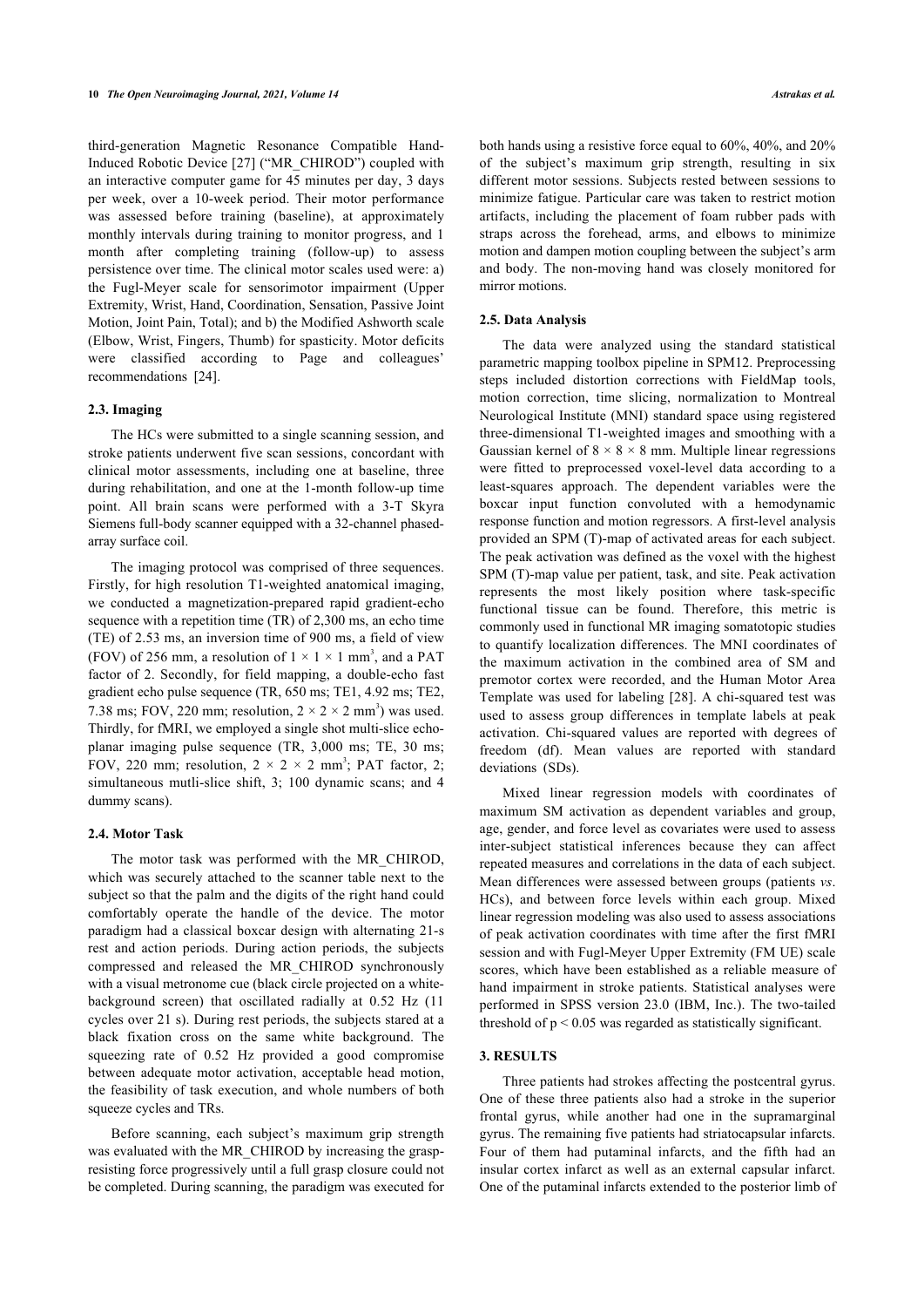third-generation Magnetic Resonance Compatible Hand-Induced Robotic Device [27] ("MR_CHIROD") coupled with an interactive computer game for 45 minutes per day, 3 days per week, over a 10-week period. Their motor performance was assessed before training (baseline), at approximately monthly intervals during training to monitor progress, and 1 month after completing training (follow-up) to assess persistence over time. The clinical motor scales used were: a) the Fugl-Meyer scale for sensorimotor impairment (Upper Extremity, Wrist, Hand, Coordination, Sensation, Passive Joint Motion, Joint Pain, Total); and b) the Modified Ashworth scale (Elbow, Wrist, Fingers, Thumb) for spasticity. Motor deficits were classified according to Page and colleagues' recommendations [24].

### 2.3. Imaging

The HCs were submitted to a single scanning session, and stroke patients underwent five scan sessions, concordant with clinical motor assessments, including one at baseline, three during rehabilitation, and one at the 1-month follow-up time point. All brain scans were performed with a 3-T Skyra Siemens full-body scanner equipped with a 32-channel phased-array surface coil.

The imaging protocol was comprised of three sequences. Firstly, for high resolution T1-weighted anatomical imaging, we conducted a magnetization-prepared rapid gradient-echo sequence with a repetition time (TR) of 2,300 ms, an echo time (TE) of 2.53 ms, an inversion time of 900 ms, a field of view (FOV) of 256 mm, a resolution of $1 \times 1 \times 1$ mm$^3$, and a PAT factor of 2. Secondly, for field mapping, a double-echo fast gradient echo pulse sequence (TR, 650 ms; TE1, 4.92 ms; TE2, 7.38 ms; FOV, 220 mm; resolution, $2 \times 2 \times 2$ mm$^3$) was used. Thirdly, for fMRI, we employed a single shot multi-slice echo-planar imaging pulse sequence (TR, 3,000 ms; TE, 30 ms; FOV, 220 mm; resolution, $2 \times 2 \times 2$ mm$^3$; PAT factor, 2; simultaneous mutli-slice shift, 3; 100 dynamic scans; and 4 dummy scans).

### 2.4. Motor Task

The motor task was performed with the MR_CHIROD, which was securely attached to the scanner table next to the subject so that the palm and the digits of the right hand could comfortably operate the handle of the device. The motor paradigm had a classical boxcar design with alternating 21-s rest and action periods. During action periods, the subjects compressed and released the MR_CHIROD synchronously with a visual metronome cue (black circle projected on a white-background screen) that oscillated radially at 0.52 Hz (11 cycles over 21 s). During rest periods, the subjects stared at a black fixation cross on the same white background. The squeezing rate of 0.52 Hz provided a good compromise between adequate motor activation, acceptable head motion, the feasibility of task execution, and whole numbers of both squeeze cycles and TRs.

Before scanning, each subject's maximum grip strength was evaluated with the MR_CHIROD by increasing the grasp-resisting force progressively until a full grasp closure could not be completed. During scanning, the paradigm was executed for both hands using a resistive force equal to 60%, 40%, and 20% of the subject's maximum grip strength, resulting in six different motor sessions. Subjects rested between sessions to minimize fatigue. Particular care was taken to restrict motion artifacts, including the placement of foam rubber pads with straps across the forehead, arms, and elbows to minimize motion and dampen motion coupling between the subject's arm and body. The non-moving hand was closely monitored for mirror motions.

### 2.5. Data Analysis

The data were analyzed using the standard statistical parametric mapping toolbox pipeline in SPM12. Preprocessing steps included distortion corrections with FieldMap tools, motion correction, time slicing, normalization to Montreal Neurological Institute (MNI) standard space using registered three-dimensional T1-weighted images and smoothing with a Gaussian kernel of $8 \times 8 \times 8$ mm. Multiple linear regressions were fitted to preprocessed voxel-level data according to a least-squares approach. The dependent variables were the boxcar input function convoluted with a hemodynamic response function and motion regressors. A first-level analysis provided an SPM (T)-map of activated areas for each subject. The peak activation was defined as the voxel with the highest SPM (T)-map value per patient, task, and site. Peak activation represents the most likely position where task-specific functional tissue can be found. Therefore, this metric is commonly used in functional MR imaging somatotopic studies to quantify localization differences. The MNI coordinates of the maximum activation in the combined area of SM and premotor cortex were recorded, and the Human Motor Area Template was used for labeling [28]. A chi-squared test was used to assess group differences in template labels at peak activation. Chi-squared values are reported with degrees of freedom (df). Mean values are reported with standard deviations (SDs).

Mixed linear regression models with coordinates of maximum SM activation as dependent variables and group, age, gender, and force level as covariates were used to assess inter-subject statistical inferences because they can affect repeated measures and correlations in the data of each subject. Mean differences were assessed between groups (patients *vs*. HCs), and between force levels within each group. Mixed linear regression modeling was also used to assess associations of peak activation coordinates with time after the first fMRI session and with Fugl-Meyer Upper Extremity (FM UE) scale scores, which have been established as a reliable measure of hand impairment in stroke patients. Statistical analyses were performed in SPSS version 23.0 (IBM, Inc.). The two-tailed threshold of $p < 0.05$ was regarded as statistically significant.

## 3. RESULTS

Three patients had strokes affecting the postcentral gyrus. One of these three patients also had a stroke in the superior frontal gyrus, while another had one in the supramarginal gyrus. The remaining five patients had striatocapsular infarcts. Four of them had putaminal infarcts, and the fifth had an insular cortex infarct as well as an external capsular infarct. One of the putaminal infarcts extended to the posterior limb of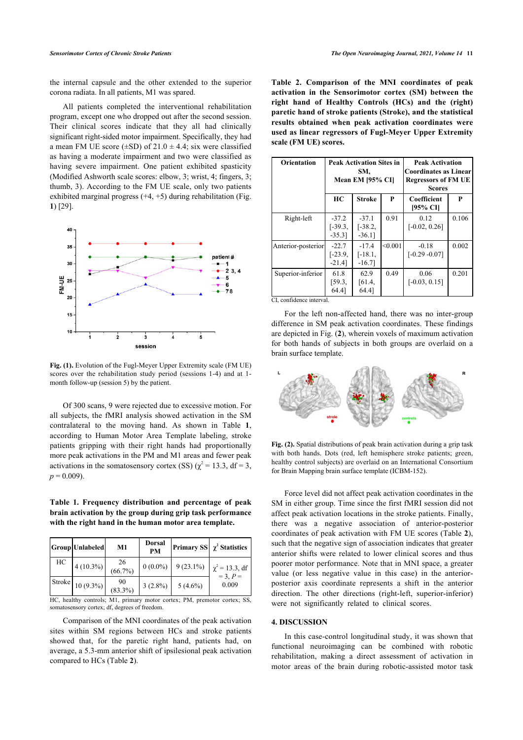the internal capsule and the other extended to the superior corona radiata. In all patients, M1 was spared.

All patients completed the interventional rehabilitation program, except one who dropped out after the second session. Their clinical scores indicate that they all had clinically significant right-sided motor impairment. Specifically, they had a mean FM UE score (±SD) of 21.0 ± 4.4; six were classified as having a moderate impairment and two were classified as having severe impairment. One patient exhibited spasticity (Modified Ashworth scale scores: elbow, 3; wrist, 4; fingers, 3; thumb, 3). According to the FM UE scale, only two patients exhibited marginal progress (+4, +5) during rehabilitation (Fig. **1**) [29].

**Fig. (1).** Evolution of the Fugl-Meyer Upper Extremity scale (FM UE) scores over the rehabilitation study period (sessions 1-4) and at 1-month follow-up (session 5) by the patient.

Of 300 scans, 9 were rejected due to excessive motion. For all subjects, the fMRI analysis showed activation in the SM contralateral to the moving hand. As shown in Table **1**, according to Human Motor Area Template labeling, stroke patients gripping with their right hands had proportionally more peak activations in the PM and M1 areas and fewer peak activations in the somatosensory cortex (SS) ($\chi^2$ = 13.3, df = 3, $p$ = 0.009).

**Table 1. Frequency distribution and percentage of peak brain activation by the group during grip task performance with the right hand in the human motor area template.**

| Group | Unlabeled | M1 | Dorsal PM | Primary SS | $\chi^2$ Statistics |
|---|---|---|---|---|---|
| HC | 4 (10.3%) | 26 (66.7%) | 0 (0.0%) | 9 (23.1%) | $\chi^2$ = 13.3, df = 3, $P$ = 0.009 |
| Stroke | 10 (9.3%) | 90 (83.3%) | 3 (2.8%) | 5 (4.6%) | |

HC, healthy controls; M1, primary motor cortex; PM, premotor cortex; SS, somatosensory cortex; df, degrees of freedom.

Comparison of the MNI coordinates of the peak activation sites within SM regions between HCs and stroke patients showed that, for the paretic right hand, patients had, on average, a 5.3-mm anterior shift of ipsilesional peak activation compared to HCs (Table **2**).

**Table 2. Comparison of the MNI coordinates of peak activation in the Sensorimotor cortex (SM) between the right hand of Healthy Controls (HCs) and the (right) paretic hand of stroke patients (Stroke), and the statistical results obtained when peak activation coordinates were used as linear regressors of Fugl-Meyer Upper Extremity scale (FM UE) scores.**

| Orientation | Peak Activation Sites in SM, Mean EM [95% CI] | | | Peak Activation Coordinates as Linear Regressors of FM UE Scores | |
|---|---|---|---|---|---|
| | HC | Stroke | P | Coefficient [95% CI] | P |
| Right-left | -37.2 [-39.3, -35.3] | -37.1 [-38.2, -36.1] | 0.91 | 0.12 [-0.02, 0.26] | 0.106 |
| Anterior-posterior | -22.7 [-23.9, -21.4] | -17.4 [-18.1, -16.7] | <0.001 | -0.18 [-0.29 -0.07] | 0.002 |
| Superior-inferior | 61.8 [59.3, 64.4] | 62.9 [61.4, 64.4] | 0.49 | 0.06 [-0.03, 0.15] | 0.201 |

CI, confidence interval.

For the left non-affected hand, there was no inter-group difference in SM peak activation coordinates. These findings are depicted in Fig. (**2**), wherein voxels of maximum activation for both hands of subjects in both groups are overlaid on a brain surface template.

**Fig. (2).** Spatial distributions of peak brain activation during a grip task with both hands. Dots (red, left hemisphere stroke patients; green, healthy control subjects) are overlaid on an International Consortium for Brain Mapping brain surface template (ICBM-152).

Force level did not affect peak activation coordinates in the SM in either group. Time since the first fMRI session did not affect peak activation locations in the stroke patients. Finally, there was a negative association of anterior-posterior coordinates of peak activation with FM UE scores (Table **2**), such that the negative sign of association indicates that greater anterior shifts were related to lower clinical scores and thus poorer motor performance. Note that in MNI space, a greater value (or less negative value in this case) in the anterior-posterior axis coordinate represents a shift in the anterior direction. The other directions (right-left, superior-inferior) were not significantly related to clinical scores.

## 4. DISCUSSION

In this case-control longitudinal study, it was shown that functional neuroimaging can be combined with robotic rehabilitation, making a direct assessment of activation in motor areas of the brain during robotic-assisted motor task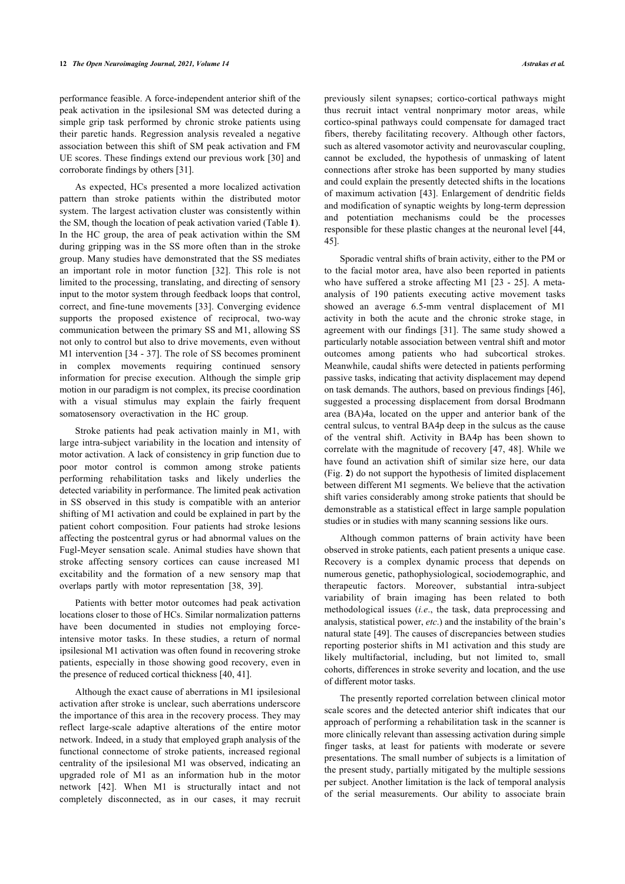performance feasible. A force-independent anterior shift of the peak activation in the ipsilesional SM was detected during a simple grip task performed by chronic stroke patients using their paretic hands. Regression analysis revealed a negative association between this shift of SM peak activation and FM UE scores. These findings extend our previous work [30] and corroborate findings by others [31].

As expected, HCs presented a more localized activation pattern than stroke patients within the distributed motor system. The largest activation cluster was consistently within the SM, though the location of peak activation varied (Table **1**). In the HC group, the area of peak activation within the SM during gripping was in the SS more often than in the stroke group. Many studies have demonstrated that the SS mediates an important role in motor function [32]. This role is not limited to the processing, translating, and directing of sensory input to the motor system through feedback loops that control, correct, and fine-tune movements [33]. Converging evidence supports the proposed existence of reciprocal, two-way communication between the primary SS and M1, allowing SS not only to control but also to drive movements, even without M1 intervention [34 - 37]. The role of SS becomes prominent in complex movements requiring continued sensory information for precise execution. Although the simple grip motion in our paradigm is not complex, its precise coordination with a visual stimulus may explain the fairly frequent somatosensory overactivation in the HC group.

Stroke patients had peak activation mainly in M1, with large intra-subject variability in the location and intensity of motor activation. A lack of consistency in grip function due to poor motor control is common among stroke patients performing rehabilitation tasks and likely underlies the detected variability in performance. The limited peak activation in SS observed in this study is compatible with an anterior shifting of M1 activation and could be explained in part by the patient cohort composition. Four patients had stroke lesions affecting the postcentral gyrus or had abnormal values on the Fugl-Meyer sensation scale. Animal studies have shown that stroke affecting sensory cortices can cause increased M1 excitability and the formation of a new sensory map that overlaps partly with motor representation [38, 39].

Patients with better motor outcomes had peak activation locations closer to those of HCs. Similar normalization patterns have been documented in studies not employing force-intensive motor tasks. In these studies, a return of normal ipsilesional M1 activation was often found in recovering stroke patients, especially in those showing good recovery, even in the presence of reduced cortical thickness [40, 41].

Although the exact cause of aberrations in M1 ipsilesional activation after stroke is unclear, such aberrations underscore the importance of this area in the recovery process. They may reflect large-scale adaptive alterations of the entire motor network. Indeed, in a study that employed graph analysis of the functional connectome of stroke patients, increased regional centrality of the ipsilesional M1 was observed, indicating an upgraded role of M1 as an information hub in the motor network [42]. When M1 is structurally intact and not completely disconnected, as in our cases, it may recruit previously silent synapses; cortico-cortical pathways might thus recruit intact ventral nonprimary motor areas, while cortico-spinal pathways could compensate for damaged tract fibers, thereby facilitating recovery. Although other factors, such as altered vasomotor activity and neurovascular coupling, cannot be excluded, the hypothesis of unmasking of latent connections after stroke has been supported by many studies and could explain the presently detected shifts in the locations of maximum activation [43]. Enlargement of dendritic fields and modification of synaptic weights by long-term depression and potentiation mechanisms could be the processes responsible for these plastic changes at the neuronal level [44, 45].

Sporadic ventral shifts of brain activity, either to the PM or to the facial motor area, have also been reported in patients who have suffered a stroke affecting M1 [23 - 25]. A meta-analysis of 190 patients executing active movement tasks showed an average 6.5-mm ventral displacement of M1 activity in both the acute and the chronic stroke stage, in agreement with our findings [31]. The same study showed a particularly notable association between ventral shift and motor outcomes among patients who had subcortical strokes. Meanwhile, caudal shifts were detected in patients performing passive tasks, indicating that activity displacement may depend on task demands. The authors, based on previous findings [46], suggested a processing displacement from dorsal Brodmann area (BA)4a, located on the upper and anterior bank of the central sulcus, to ventral BA4p deep in the sulcus as the cause of the ventral shift. Activity in BA4p has been shown to correlate with the magnitude of recovery [47, 48]. While we have found an activation shift of similar size here, our data (Fig. **2**) do not support the hypothesis of limited displacement between different M1 segments. We believe that the activation shift varies considerably among stroke patients that should be demonstrable as a statistical effect in large sample population studies or in studies with many scanning sessions like ours.

Although common patterns of brain activity have been observed in stroke patients, each patient presents a unique case. Recovery is a complex dynamic process that depends on numerous genetic, pathophysiological, sociodemographic, and therapeutic factors. Moreover, substantial intra-subject variability of brain imaging has been related to both methodological issues (*i.e*., the task, data preprocessing and analysis, statistical power, *etc*.) and the instability of the brain's natural state [49]. The causes of discrepancies between studies reporting posterior shifts in M1 activation and this study are likely multifactorial, including, but not limited to, small cohorts, differences in stroke severity and location, and the use of different motor tasks.

The presently reported correlation between clinical motor scale scores and the detected anterior shift indicates that our approach of performing a rehabilitation task in the scanner is more clinically relevant than assessing activation during simple finger tasks, at least for patients with moderate or severe presentations. The small number of subjects is a limitation of the present study, partially mitigated by the multiple sessions per subject. Another limitation is the lack of temporal analysis of the serial measurements. Our ability to associate brain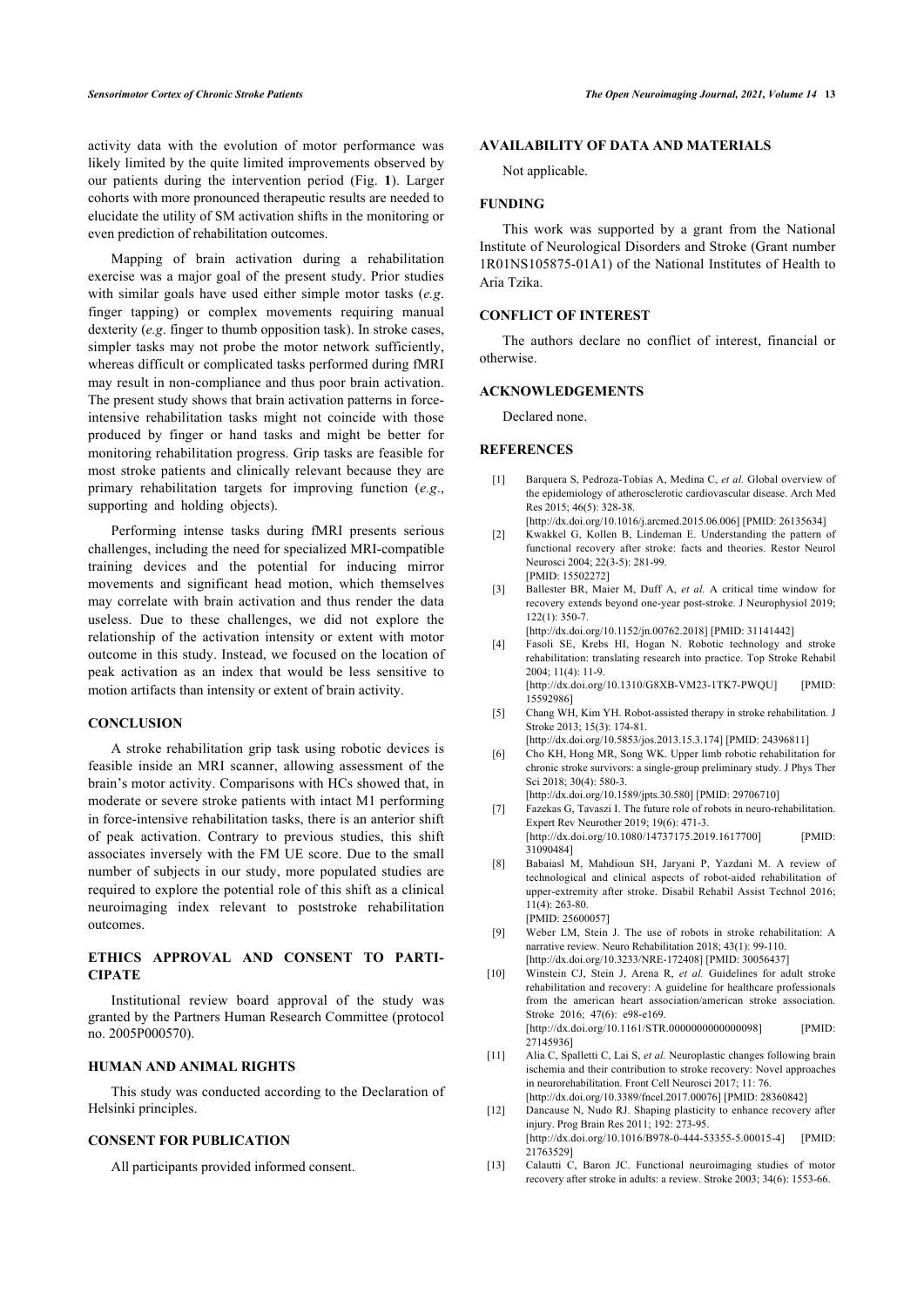activity data with the evolution of motor performance was likely limited by the quite limited improvements observed by our patients during the intervention period (Fig. **1**). Larger cohorts with more pronounced therapeutic results are needed to elucidate the utility of SM activation shifts in the monitoring or even prediction of rehabilitation outcomes.

Mapping of brain activation during a rehabilitation exercise was a major goal of the present study. Prior studies with similar goals have used either simple motor tasks (*e.g*. finger tapping) or complex movements requiring manual dexterity (*e.g*. finger to thumb opposition task). In stroke cases, simpler tasks may not probe the motor network sufficiently, whereas difficult or complicated tasks performed during fMRI may result in non-compliance and thus poor brain activation. The present study shows that brain activation patterns in force-intensive rehabilitation tasks might not coincide with those produced by finger or hand tasks and might be better for monitoring rehabilitation progress. Grip tasks are feasible for most stroke patients and clinically relevant because they are primary rehabilitation targets for improving function (*e.g*., supporting and holding objects).

Performing intense tasks during fMRI presents serious challenges, including the need for specialized MRI-compatible training devices and the potential for inducing mirror movements and significant head motion, which themselves may correlate with brain activation and thus render the data useless. Due to these challenges, we did not explore the relationship of the activation intensity or extent with motor outcome in this study. Instead, we focused on the location of peak activation as an index that would be less sensitive to motion artifacts than intensity or extent of brain activity.

## CONCLUSION

A stroke rehabilitation grip task using robotic devices is feasible inside an MRI scanner, allowing assessment of the brain's motor activity. Comparisons with HCs showed that, in moderate or severe stroke patients with intact M1 performing in force-intensive rehabilitation tasks, there is an anterior shift of peak activation. Contrary to previous studies, this shift associates inversely with the FM UE score. Due to the small number of subjects in our study, more populated studies are required to explore the potential role of this shift as a clinical neuroimaging index relevant to poststroke rehabilitation outcomes.

## ETHICS APPROVAL AND CONSENT TO PARTICIPATE

Institutional review board approval of the study was granted by the Partners Human Research Committee (protocol no. 2005P000570).

## HUMAN AND ANIMAL RIGHTS

This study was conducted according to the Declaration of Helsinki principles.

## CONSENT FOR PUBLICATION

All participants provided informed consent.

## AVAILABILITY OF DATA AND MATERIALS

Not applicable.

## FUNDING

This work was supported by a grant from the National Institute of Neurological Disorders and Stroke (Grant number 1R01NS105875-01A1) of the National Institutes of Health to Aria Tzika.

## CONFLICT OF INTEREST

The authors declare no conflict of interest, financial or otherwise.

## ACKNOWLEDGEMENTS

Declared none.

## REFERENCES

[1] Barquera S, Pedroza-Tobías A, Medina C, *et al.* Global overview of the epidemiology of atherosclerotic cardiovascular disease. Arch Med Res 2015; 46(5): 328-38. [http://dx.doi.org/10.1016/j.arcmed.2015.06.006] [PMID: 26135634]

[2] Kwakkel G, Kollen B, Lindeman E. Understanding the pattern of functional recovery after stroke: facts and theories. Restor Neurol Neurosci 2004; 22(3-5): 281-99. [PMID: 15502272]

[3] Ballester BR, Maier M, Duff A, *et al.* A critical time window for recovery extends beyond one-year post-stroke. J Neurophysiol 2019; 122(1): 350-7. [http://dx.doi.org/10.1152/jn.00762.2018] [PMID: 31141442]

[4] Fasoli SE, Krebs HI, Hogan N. Robotic technology and stroke rehabilitation: translating research into practice. Top Stroke Rehabil 2004; 11(4): 11-9. [http://dx.doi.org/10.1310/G8XB-VM23-1TK7-PWQU] [PMID: 15592986]

[5] Chang WH, Kim YH. Robot-assisted therapy in stroke rehabilitation. J Stroke 2013; 15(3): 174-81. [http://dx.doi.org/10.5853/jos.2013.15.3.174] [PMID: 24396811]

[6] Cho KH, Hong MR, Song WK. Upper limb robotic rehabilitation for chronic stroke survivors: a single-group preliminary study. J Phys Ther Sci 2018; 30(4): 580-3. [http://dx.doi.org/10.1589/jpts.30.580] [PMID: 29706710]

[7] Fazekas G, Tavaszi I. The future role of robots in neuro-rehabilitation. Expert Rev Neurother 2019; 19(6): 471-3. [http://dx.doi.org/10.1080/14737175.2019.1617700] [PMID: 31090484]

[8] Babaiasl M, Mahdioun SH, Jaryani P, Yazdani M. A review of technological and clinical aspects of robot-aided rehabilitation of upper-extremity after stroke. Disabil Rehabil Assist Technol 2016; 11(4): 263-80. [PMID: 25600057]

[9] Weber LM, Stein J. The use of robots in stroke rehabilitation: A narrative review. Neuro Rehabilitation 2018; 43(1): 99-110. [http://dx.doi.org/10.3233/NRE-172408] [PMID: 30056437]

[10] Winstein CJ, Stein J, Arena R, *et al.* Guidelines for adult stroke rehabilitation and recovery: A guideline for healthcare professionals from the american heart association/american stroke association. Stroke 2016; 47(6): e98-e169. [http://dx.doi.org/10.1161/STR.0000000000000098] [PMID: 27145936]

[11] Alia C, Spalletti C, Lai S, *et al.* Neuroplastic changes following brain ischemia and their contribution to stroke recovery: Novel approaches in neurorehabilitation. Front Cell Neurosci 2017; 11: 76. [http://dx.doi.org/10.3389/fncel.2017.00076] [PMID: 28360842]

[12] Dancause N, Nudo RJ. Shaping plasticity to enhance recovery after injury. Prog Brain Res 2011; 192: 273-95. [http://dx.doi.org/10.1016/B978-0-444-53355-5.00015-4] [PMID: 21763529]

[13] Calautti C, Baron JC. Functional neuroimaging studies of motor recovery after stroke in adults: a review. Stroke 2003; 34(6): 1553-66.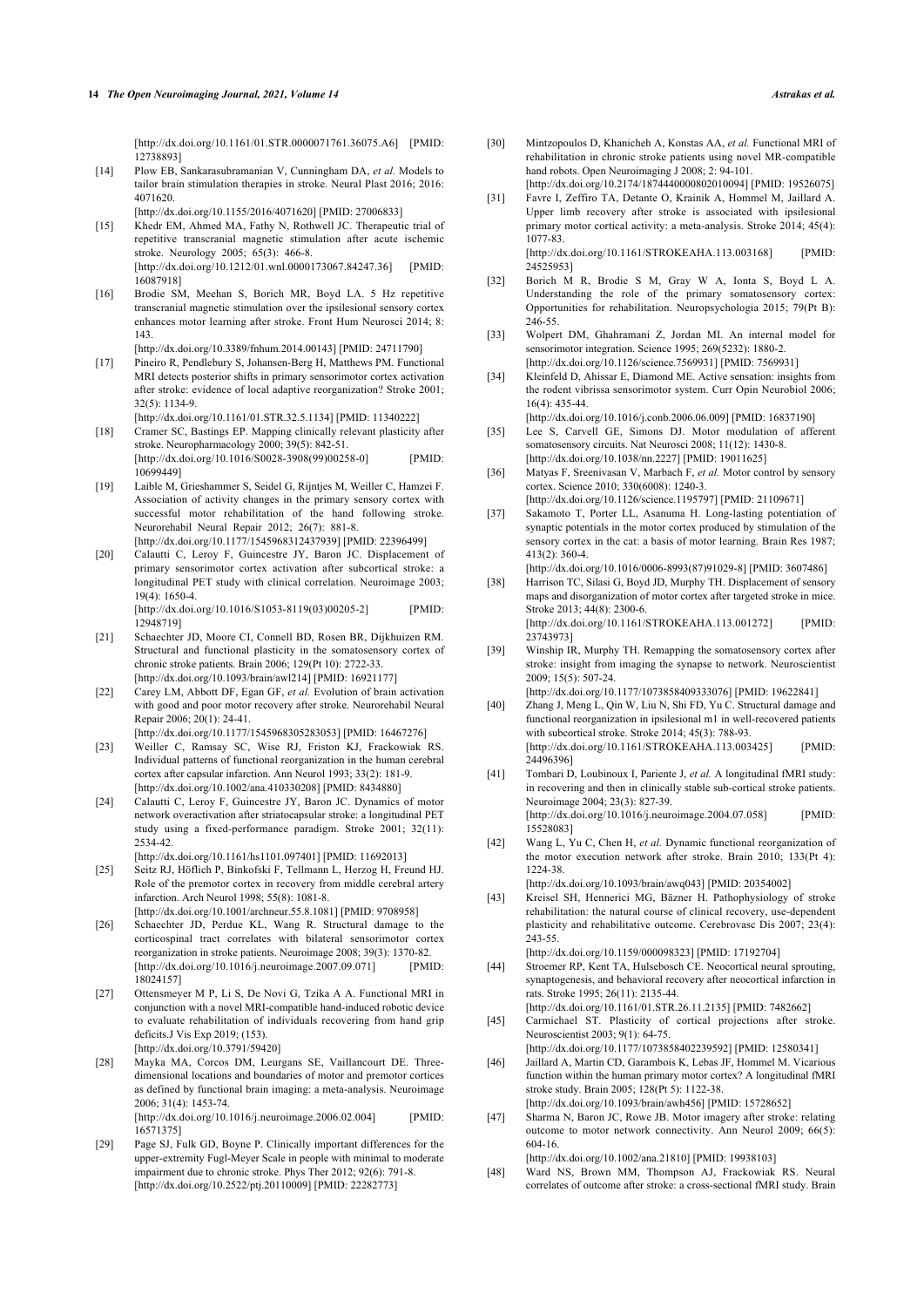[http://dx.doi.org/10.1161/01.STR.0000071761.36075.A6] [PMID: 12738893]

[14] Plow EB, Sankarasubramanian V, Cunningham DA, *et al.* Models to tailor brain stimulation therapies in stroke. Neural Plast 2016; 2016: 4071620.
[http://dx.doi.org/10.1155/2016/4071620] [PMID: 27006833]

[15] Khedr EM, Ahmed MA, Fathy N, Rothwell JC. Therapeutic trial of repetitive transcranial magnetic stimulation after acute ischemic stroke. Neurology 2005; 65(3): 466-8.
[http://dx.doi.org/10.1212/01.wnl.0000173067.84247.36] [PMID: 16087918]

[16] Brodie SM, Meehan S, Borich MR, Boyd LA. 5 Hz repetitive transcranial magnetic stimulation over the ipsilesional sensory cortex enhances motor learning after stroke. Front Hum Neurosci 2014; 8: 143.
[http://dx.doi.org/10.3389/fnhum.2014.00143] [PMID: 24711790]

[17] Pineiro R, Pendlebury S, Johansen-Berg H, Matthews PM. Functional MRI detects posterior shifts in primary sensorimotor cortex activation after stroke: evidence of local adaptive reorganization? Stroke 2001; 32(5): 1134-9.
[http://dx.doi.org/10.1161/01.STR.32.5.1134] [PMID: 11340222]

[18] Cramer SC, Bastings EP. Mapping clinically relevant plasticity after stroke. Neuropharmacology 2000; 39(5): 842-51.
[http://dx.doi.org/10.1016/S0028-3908(99)00258-0] [PMID: 10699449]

[19] Laible M, Grieshammer S, Seidel G, Rijntjes M, Weiller C, Hamzei F. Association of activity changes in the primary sensory cortex with successful motor rehabilitation of the hand following stroke. Neurorehabil Neural Repair 2012; 26(7): 881-8.
[http://dx.doi.org/10.1177/1545968312437939] [PMID: 22396499]

[20] Calautti C, Leroy F, Guincestre JY, Baron JC. Displacement of primary sensorimotor cortex activation after subcortical stroke: a longitudinal PET study with clinical correlation. Neuroimage 2003; 19(4): 1650-4.
[http://dx.doi.org/10.1016/S1053-8119(03)00205-2] [PMID: 12948719]

[21] Schaechter JD, Moore CI, Connell BD, Rosen BR, Dijkhuizen RM. Structural and functional plasticity in the somatosensory cortex of chronic stroke patients. Brain 2006; 129(Pt 10): 2722-33.
[http://dx.doi.org/10.1093/brain/awl214] [PMID: 16921177]

[22] Carey LM, Abbott DF, Egan GF, *et al.* Evolution of brain activation with good and poor motor recovery after stroke. Neurorehabil Neural Repair 2006; 20(1): 24-41.
[http://dx.doi.org/10.1177/1545968305283053] [PMID: 16467276]

[23] Weiller C, Ramsay SC, Wise RJ, Friston KJ, Frackowiak RS. Individual patterns of functional reorganization in the human cerebral cortex after capsular infarction. Ann Neurol 1993; 33(2): 181-9.
[http://dx.doi.org/10.1002/ana.410330208] [PMID: 8434880]

[24] Calautti C, Leroy F, Guincestre JY, Baron JC. Dynamics of motor network overactivation after striatocapsular stroke: a longitudinal PET study using a fixed-performance paradigm. Stroke 2001; 32(11): 2534-42.
[http://dx.doi.org/10.1161/hs1101.097401] [PMID: 11692013]

[25] Seitz RJ, Höflich P, Binkofski F, Tellmann L, Herzog H, Freund HJ. Role of the premotor cortex in recovery from middle cerebral artery infarction. Arch Neurol 1998; 55(8): 1081-8.
[http://dx.doi.org/10.1001/archneur.55.8.1081] [PMID: 9708958]

[26] Schaechter JD, Perdue KL, Wang R. Structural damage to the corticospinal tract correlates with bilateral sensorimotor cortex reorganization in stroke patients. Neuroimage 2008; 39(3): 1370-82.
[http://dx.doi.org/10.1016/j.neuroimage.2007.09.071] [PMID: 18024157]

[27] Ottensmeyer M P, Li S, De Novi G, Tzika A A. Functional MRI in conjunction with a novel MRI-compatible hand-induced robotic device to evaluate rehabilitation of individuals recovering from hand grip deficits.J Vis Exp 2019; (153).
[http://dx.doi.org/10.3791/59420]

[28] Mayka MA, Corcos DM, Leurgans SE, Vaillancourt DE. Three-dimensional locations and boundaries of motor and premotor cortices as defined by functional brain imaging: a meta-analysis. Neuroimage 2006; 31(4): 1453-74.
[http://dx.doi.org/10.1016/j.neuroimage.2006.02.004] [PMID: 16571375]

[29] Page SJ, Fulk GD, Boyne P. Clinically important differences for the upper-extremity Fugl-Meyer Scale in people with minimal to moderate impairment due to chronic stroke. Phys Ther 2012; 92(6): 791-8.
[http://dx.doi.org/10.2522/ptj.20110009] [PMID: 22282773]

[30] Mintzopoulos D, Khanicheh A, Konstas AA, *et al.* Functional MRI of rehabilitation in chronic stroke patients using novel MR-compatible hand robots. Open Neuroimaging J 2008; 2: 94-101.
[http://dx.doi.org/10.2174/1874440000802010094] [PMID: 19526075]

[31] Favre I, Zeffiro TA, Detante O, Krainik A, Hommel M, Jaillard A. Upper limb recovery after stroke is associated with ipsilesional primary motor cortical activity: a meta-analysis. Stroke 2014; 45(4): 1077-83.
[http://dx.doi.org/10.1161/STROKEAHA.113.003168] [PMID: 24525953]

[32] Borich M R, Brodie S M, Gray W A, Ionta S, Boyd L A. Understanding the role of the primary somatosensory cortex: Opportunities for rehabilitation. Neuropsychologia 2015; 79(Pt B): 246-55.

[33] Wolpert DM, Ghahramani Z, Jordan MI. An internal model for sensorimotor integration. Science 1995; 269(5232): 1880-2.
[http://dx.doi.org/10.1126/science.7569931] [PMID: 7569931]

[34] Kleinfeld D, Ahissar E, Diamond ME. Active sensation: insights from the rodent vibrissa sensorimotor system. Curr Opin Neurobiol 2006; 16(4): 435-44.
[http://dx.doi.org/10.1016/j.conb.2006.06.009] [PMID: 16837190]

[35] Lee S, Carvell GE, Simons DJ. Motor modulation of afferent somatosensory circuits. Nat Neurosci 2008; 11(12): 1430-8.
[http://dx.doi.org/10.1038/nn.2227] [PMID: 19011625]

[36] Matyas F, Sreenivasan V, Marbach F, *et al.* Motor control by sensory cortex. Science 2010; 330(6008): 1240-3.
[http://dx.doi.org/10.1126/science.1195797] [PMID: 21109671]

[37] Sakamoto T, Porter LL, Asanuma H. Long-lasting potentiation of synaptic potentials in the motor cortex produced by stimulation of the sensory cortex in the cat: a basis of motor learning. Brain Res 1987; 413(2): 360-4.
[http://dx.doi.org/10.1016/0006-8993(87)91029-8] [PMID: 3607486]

[38] Harrison TC, Silasi G, Boyd JD, Murphy TH. Displacement of sensory maps and disorganization of motor cortex after targeted stroke in mice. Stroke 2013; 44(8): 2300-6.
[http://dx.doi.org/10.1161/STROKEAHA.113.001272] [PMID: 23743973]

[39] Winship IR, Murphy TH. Remapping the somatosensory cortex after stroke: insight from imaging the synapse to network. Neuroscientist 2009; 15(5): 507-24.
[http://dx.doi.org/10.1177/1073858409333076] [PMID: 19622841]

[40] Zhang J, Meng L, Qin W, Liu N, Shi FD, Yu C. Structural damage and functional reorganization in ipsilesional m1 in well-recovered patients with subcortical stroke. Stroke 2014; 45(3): 788-93.
[http://dx.doi.org/10.1161/STROKEAHA.113.003425] [PMID: 24496396]

[41] Tombari D, Loubinoux I, Pariente J, *et al.* A longitudinal fMRI study: in recovering and then in clinically stable sub-cortical stroke patients. Neuroimage 2004; 23(3): 827-39.
[http://dx.doi.org/10.1016/j.neuroimage.2004.07.058] [PMID: 15528083]

[42] Wang L, Yu C, Chen H, *et al.* Dynamic functional reorganization of the motor execution network after stroke. Brain 2010; 133(Pt 4): 1224-38.
[http://dx.doi.org/10.1093/brain/awq043] [PMID: 20354002]

[43] Kreisel SH, Hennerici MG, Bäzner H. Pathophysiology of stroke rehabilitation: the natural course of clinical recovery, use-dependent plasticity and rehabilitative outcome. Cerebrovasc Dis 2007; 23(4): 243-55.
[http://dx.doi.org/10.1159/000098323] [PMID: 17192704]

[44] Stroemer RP, Kent TA, Hulsebosch CE. Neocortical neural sprouting, synaptogenesis, and behavioral recovery after neocortical infarction in rats. Stroke 1995; 26(11): 2135-44.
[http://dx.doi.org/10.1161/01.STR.26.11.2135] [PMID: 7482662]

[45] Carmichael ST. Plasticity of cortical projections after stroke. Neuroscientist 2003; 9(1): 64-75.
[http://dx.doi.org/10.1177/1073858402239592] [PMID: 12580341]

[46] Jaillard A, Martin CD, Garambois K, Lebas JF, Hommel M. Vicarious function within the human primary motor cortex? A longitudinal fMRI stroke study. Brain 2005; 128(Pt 5): 1122-38.
[http://dx.doi.org/10.1093/brain/awh456] [PMID: 15728652]

[47] Sharma N, Baron JC, Rowe JB. Motor imagery after stroke: relating outcome to motor network connectivity. Ann Neurol 2009; 66(5): 604-16.
[http://dx.doi.org/10.1002/ana.21810] [PMID: 19938103]

[48] Ward NS, Brown MM, Thompson AJ, Frackowiak RS. Neural correlates of outcome after stroke: a cross-sectional fMRI study. Brain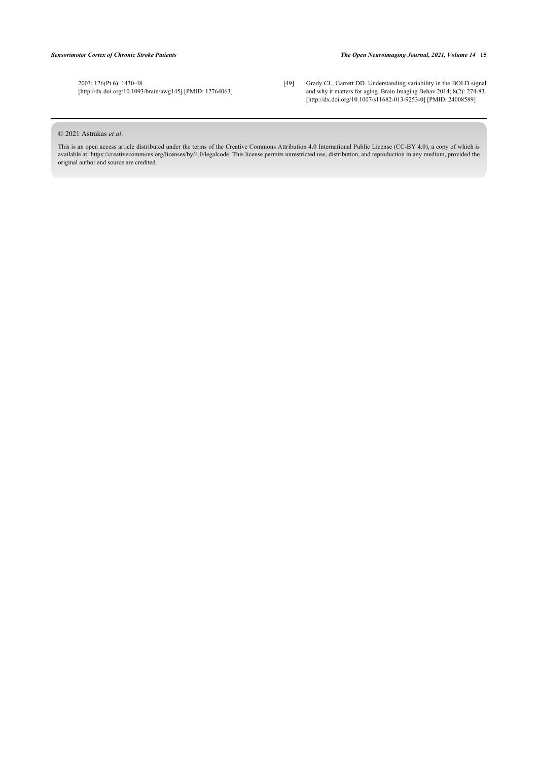2003; 126(Pt 6): 1430-48.
[http://dx.doi.org/10.1093/brain/awg145] [PMID: 12764063]

[49] Grady CL, Garrett DD. Understanding variability in the BOLD signal and why it matters for aging. Brain Imaging Behav 2014; 8(2): 274-83. [http://dx.doi.org/10.1007/s11682-013-9253-0] [PMID: 24008589]

---

© 2021 Astrakas *et al*.

This is an open access article distributed under the terms of the Creative Commons Attribution 4.0 International Public License (CC-BY 4.0), a copy of which is available at: https://creativecommons.org/licenses/by/4.0/legalcode. This license permits unrestricted use, distribution, and reproduction in any medium, provided the original author and source are credited.